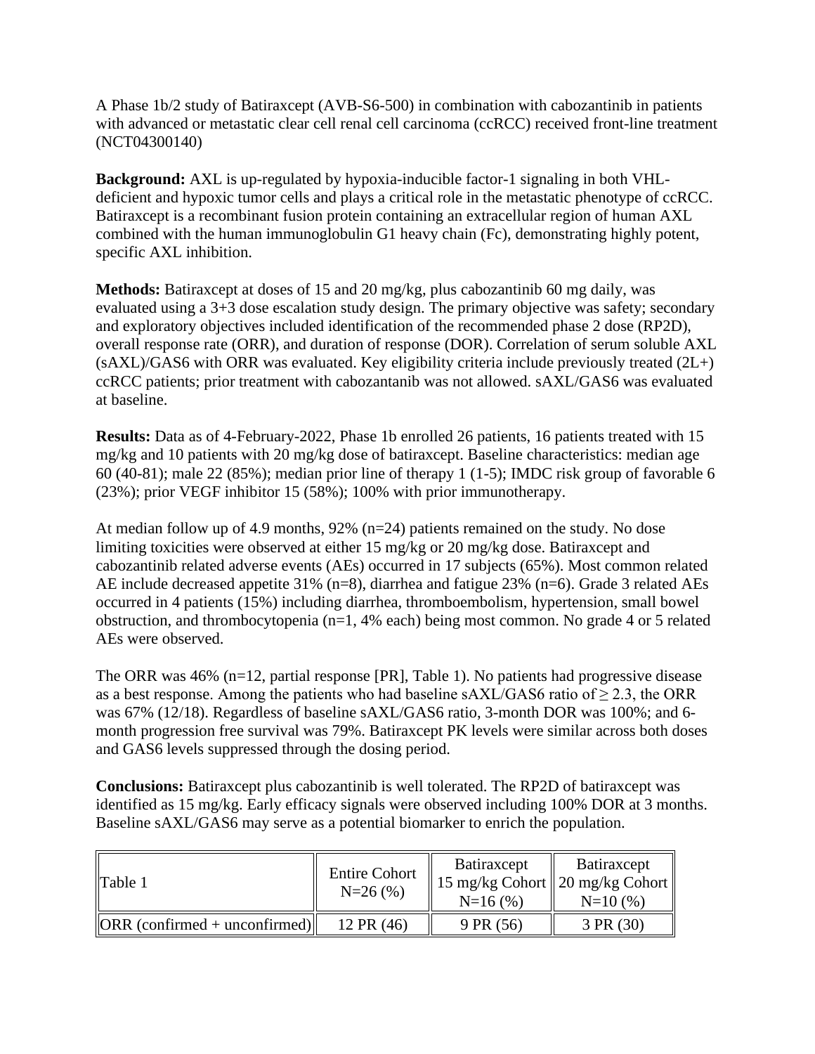A Phase 1b/2 study of Batiraxcept (AVB-S6-500) in combination with cabozantinib in patients with advanced or metastatic clear cell renal cell carcinoma (ccRCC) received front-line treatment (NCT04300140)

**Background:** AXL is up-regulated by hypoxia-inducible factor-1 signaling in both VHL-deficient and hypoxic tumor cells and plays a critical role in the metastatic phenotype of ccRCC. Batiraxcept is a recombinant fusion protein containing an extracellular region of human AXL combined with the human immunoglobulin G1 heavy chain (Fc), demonstrating highly potent, specific AXL inhibition.

**Methods:** Batiraxcept at doses of 15 and 20 mg/kg, plus cabozantinib 60 mg daily, was evaluated using a 3+3 dose escalation study design. The primary objective was safety; secondary and exploratory objectives included identification of the recommended phase 2 dose (RP2D), overall response rate (ORR), and duration of response (DOR). Correlation of serum soluble AXL (sAXL)/GAS6 with ORR was evaluated. Key eligibility criteria include previously treated (2L+) ccRCC patients; prior treatment with cabozantanib was not allowed. sAXL/GAS6 was evaluated at baseline.

**Results:** Data as of 4-February-2022, Phase 1b enrolled 26 patients, 16 patients treated with 15 mg/kg and 10 patients with 20 mg/kg dose of batiraxcept. Baseline characteristics: median age 60 (40-81); male 22 (85%); median prior line of therapy 1 (1-5); IMDC risk group of favorable 6 (23%); prior VEGF inhibitor 15 (58%); 100% with prior immunotherapy.

At median follow up of 4.9 months, 92% (n=24) patients remained on the study. No dose limiting toxicities were observed at either 15 mg/kg or 20 mg/kg dose. Batiraxcept and cabozantinib related adverse events (AEs) occurred in 17 subjects (65%). Most common related AE include decreased appetite 31% (n=8), diarrhea and fatigue 23% (n=6). Grade 3 related AEs occurred in 4 patients (15%) including diarrhea, thromboembolism, hypertension, small bowel obstruction, and thrombocytopenia (n=1, 4% each) being most common. No grade 4 or 5 related AEs were observed.

The ORR was 46% (n=12, partial response [PR], Table 1). No patients had progressive disease as a best response. Among the patients who had baseline sAXL/GAS6 ratio of $\geq 2.3$, the ORR was 67% (12/18). Regardless of baseline sAXL/GAS6 ratio, 3-month DOR was 100%; and 6-month progression free survival was 79%. Batiraxcept PK levels were similar across both doses and GAS6 levels suppressed through the dosing period.

**Conclusions:** Batiraxcept plus cabozantinib is well tolerated. The RP2D of batiraxcept was identified as 15 mg/kg. Early efficacy signals were observed including 100% DOR at 3 months. Baseline sAXL/GAS6 may serve as a potential biomarker to enrich the population.

| Table 1 | Entire Cohort N=26 (%) | Batiraxcept 15 mg/kg Cohort N=16 (%) | Batiraxcept 20 mg/kg Cohort N=10 (%) |
|---|---|---|---|
| ORR (confirmed + unconfirmed) | 12 PR (46) | 9 PR (56) | 3 PR (30) |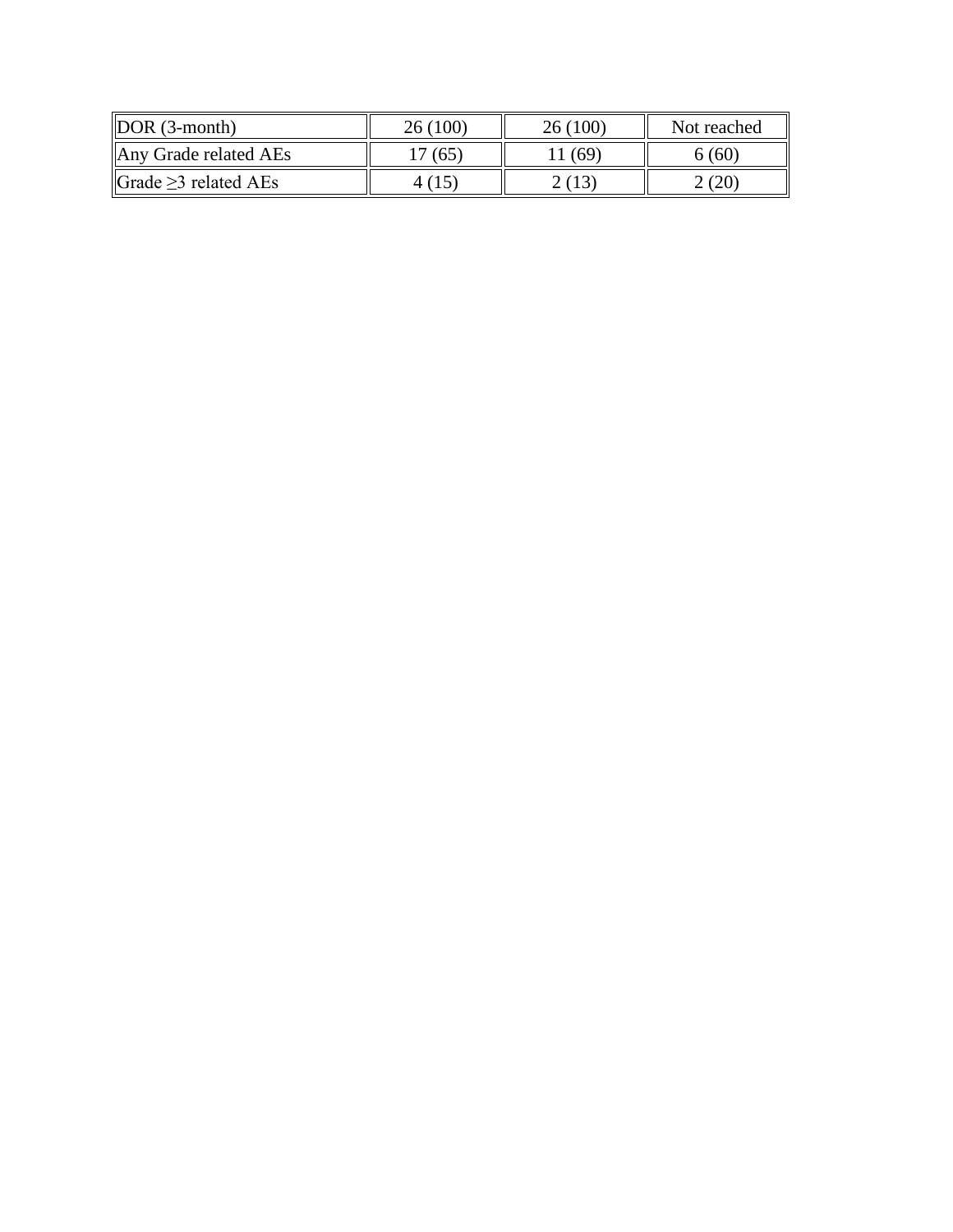| | | | |
|---|---|---|---|
| DOR (3-month) | 26 (100) | 26 (100) | Not reached |
| Any Grade related AEs | 17 (65) | 11 (69) | 6 (60) |
| Grade ≥3 related AEs | 4 (15) | 2 (13) | 2 (20) |